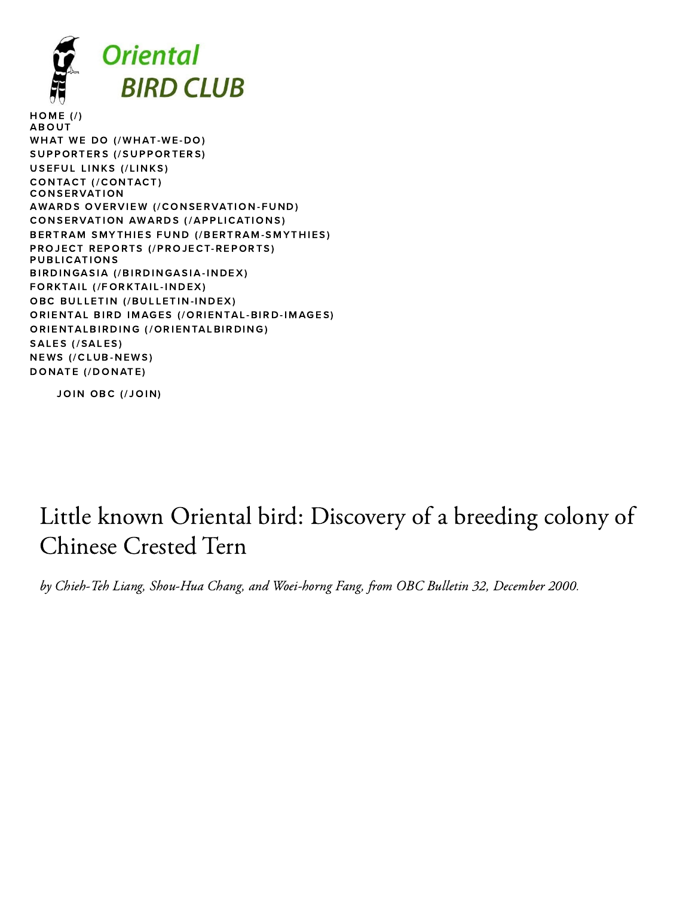Oriental BIRD CLUB

HOME (/)
ABOUT
WHAT WE DO (/WHAT-WE-DO)
SUPPORTERS (/SUPPORTERS)
USEFUL LINKS (/LINKS)
CONTACT (/CONTACT)
CONSERVATION
AWARDS OVERVIEW (/CONSERVATION-FUND)
CONSERVATION AWARDS (/APPLICATIONS)
BERTRAM SMYTHIES FUND (/BERTRAM-SMYTHIES)
PROJECT REPORTS (/PROJECT-REPORTS)
PUBLICATIONS
BIRDINGASIA (/BIRDINGASIA-INDEX)
FORKTAIL (/FORKTAIL-INDEX)
OBC BULLETIN (/BULLETIN-INDEX)
ORIENTAL BIRD IMAGES (/ORIENTAL-BIRD-IMAGES)
ORIENTALBIRDING (/ORIENTALBIRDING)
SALES (/SALES)
NEWS (/CLUB-NEWS)
DONATE (/DONATE)

JOIN OBC (/JOIN)

# Little known Oriental bird: Discovery of a breeding colony of Chinese Crested Tern

*by Chieh-Teh Liang, Shou-Hua Chang, and Woei-horng Fang, from OBC Bulletin 32, December 2000.*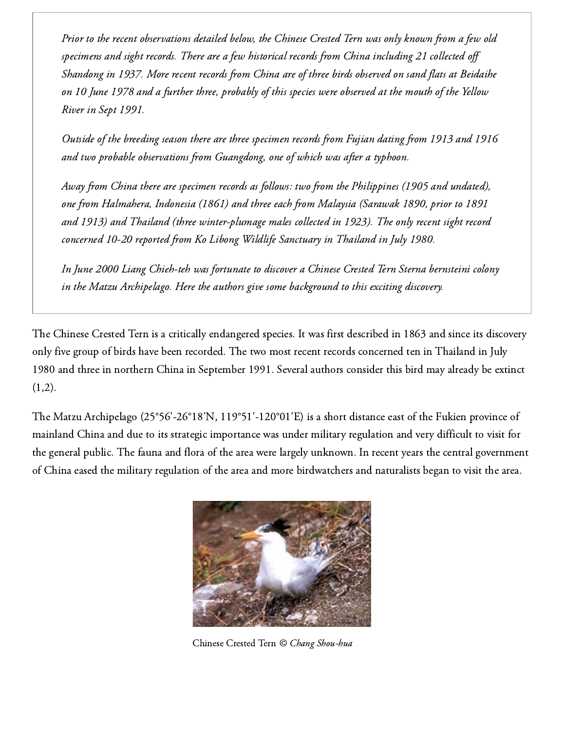*Prior to the recent observations detailed below, the Chinese Crested Tern was only known from a few old specimens and sight records. There are a few historical records from China including 21 collected off Shandong in 1937. More recent records from China are of three birds observed on sand flats at Beidaihe on 10 June 1978 and a further three, probably of this species were observed at the mouth of the Yellow River in Sept 1991.*

*Outside of the breeding season there are three specimen records from Fujian dating from 1913 and 1916 and two probable observations from Guangdong, one of which was after a typhoon.*

*Away from China there are specimen records as follows: two from the Philippines (1905 and undated), one from Halmahera, Indonesia (1861) and three each from Malaysia (Sarawak 1890, prior to 1891 and 1913) and Thailand (three winter-plumage males collected in 1923). The only recent sight record concerned 10-20 reported from Ko Libong Wildlife Sanctuary in Thailand in July 1980.*

*In June 2000 Liang Chieh-teh was fortunate to discover a Chinese Crested Tern Sterna bernsteini colony in the Matzu Archipelago. Here the authors give some background to this exciting discovery.*

The Chinese Crested Tern is a critically endangered species. It was first described in 1863 and since its discovery only five group of birds have been recorded. The two most recent records concerned ten in Thailand in July 1980 and three in northern China in September 1991. Several authors consider this bird may already be extinct (1,2).

The Matzu Archipelago (25°56'-26°18'N, 119°51'-120°01'E) is a short distance east of the Fukien province of mainland China and due to its strategic importance was under military regulation and very difficult to visit for the general public. The fauna and flora of the area were largely unknown. In recent years the central government of China eased the military regulation of the area and more birdwatchers and naturalists began to visit the area.

Chinese Crested Tern © *Chang Shou-hua*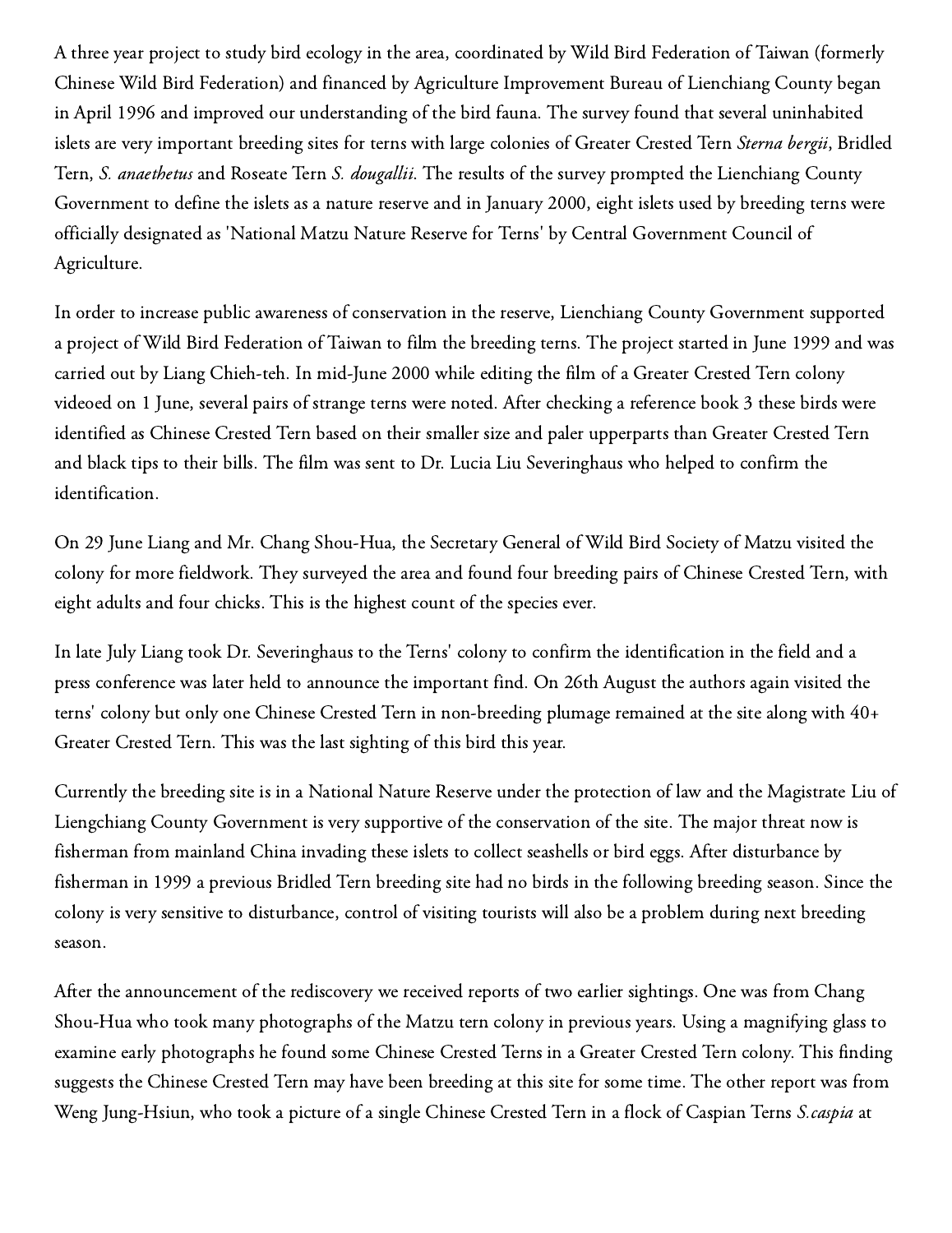A three year project to study bird ecology in the area, coordinated by Wild Bird Federation of Taiwan (formerly Chinese Wild Bird Federation) and financed by Agriculture Improvement Bureau of Lienchiang County began in April 1996 and improved our understanding of the bird fauna. The survey found that several uninhabited islets are very important breeding sites for terns with large colonies of Greater Crested Tern *Sterna bergii*, Bridled Tern, *S. anaethetus* and Roseate Tern *S. dougallii*. The results of the survey prompted the Lienchiang County Government to define the islets as a nature reserve and in January 2000, eight islets used by breeding terns were officially designated as 'National Matzu Nature Reserve for Terns' by Central Government Council of Agriculture.

In order to increase public awareness of conservation in the reserve, Lienchiang County Government supported a project of Wild Bird Federation of Taiwan to film the breeding terns. The project started in June 1999 and was carried out by Liang Chieh-teh. In mid-June 2000 while editing the film of a Greater Crested Tern colony videoed on 1 June, several pairs of strange terns were noted. After checking a reference book 3 these birds were identified as Chinese Crested Tern based on their smaller size and paler upperparts than Greater Crested Tern and black tips to their bills. The film was sent to Dr. Lucia Liu Severinghaus who helped to confirm the identification.

On 29 June Liang and Mr. Chang Shou-Hua, the Secretary General of Wild Bird Society of Matzu visited the colony for more fieldwork. They surveyed the area and found four breeding pairs of Chinese Crested Tern, with eight adults and four chicks. This is the highest count of the species ever.

In late July Liang took Dr. Severinghaus to the Terns' colony to confirm the identification in the field and a press conference was later held to announce the important find. On 26th August the authors again visited the terns' colony but only one Chinese Crested Tern in non-breeding plumage remained at the site along with 40+ Greater Crested Tern. This was the last sighting of this bird this year.

Currently the breeding site is in a National Nature Reserve under the protection of law and the Magistrate Liu of Liengchiang County Government is very supportive of the conservation of the site. The major threat now is fisherman from mainland China invading these islets to collect seashells or bird eggs. After disturbance by fisherman in 1999 a previous Bridled Tern breeding site had no birds in the following breeding season. Since the colony is very sensitive to disturbance, control of visiting tourists will also be a problem during next breeding season.

After the announcement of the rediscovery we received reports of two earlier sightings. One was from Chang Shou-Hua who took many photographs of the Matzu tern colony in previous years. Using a magnifying glass to examine early photographs he found some Chinese Crested Terns in a Greater Crested Tern colony. This finding suggests the Chinese Crested Tern may have been breeding at this site for some time. The other report was from Weng Jung-Hsiun, who took a picture of a single Chinese Crested Tern in a flock of Caspian Terns *S.caspia* at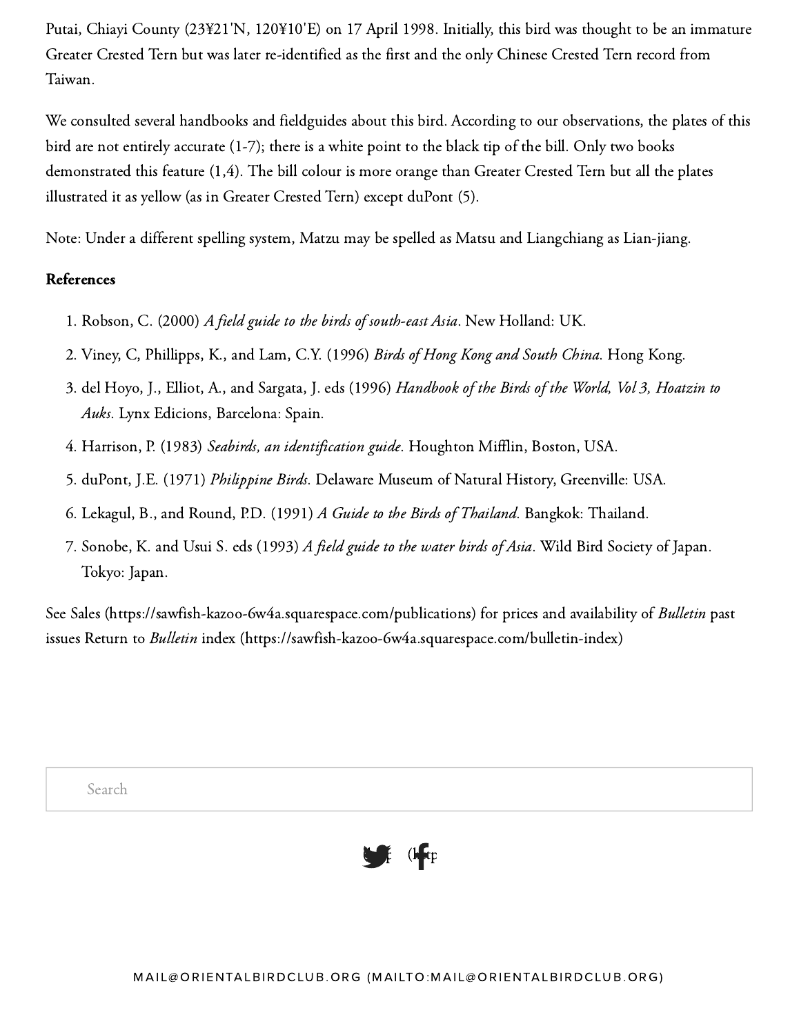Putai, Chiayi County (23¥21'N, 120¥10'E) on 17 April 1998. Initially, this bird was thought to be an immature Greater Crested Tern but was later re-identified as the first and the only Chinese Crested Tern record from Taiwan.

We consulted several handbooks and fieldguides about this bird. According to our observations, the plates of this bird are not entirely accurate (1-7); there is a white point to the black tip of the bill. Only two books demonstrated this feature (1,4). The bill colour is more orange than Greater Crested Tern but all the plates illustrated it as yellow (as in Greater Crested Tern) except duPont (5).

Note: Under a different spelling system, Matzu may be spelled as Matsu and Liangchiang as Lian-jiang.

**References**

1. Robson, C. (2000) *A field guide to the birds of south-east Asia*. New Holland: UK.
2. Viney, C, Phillipps, K., and Lam, C.Y. (1996) *Birds of Hong Kong and South China*. Hong Kong.
3. del Hoyo, J., Elliot, A., and Sargata, J. eds (1996) *Handbook of the Birds of the World, Vol 3, Hoatzin to Auks*. Lynx Edicions, Barcelona: Spain.
4. Harrison, P. (1983) *Seabirds, an identification guide*. Houghton Mifflin, Boston, USA.
5. duPont, J.E. (1971) *Philippine Birds*. Delaware Museum of Natural History, Greenville: USA.
6. Lekagul, B., and Round, P.D. (1991) *A Guide to the Birds of Thailand*. Bangkok: Thailand.
7. Sonobe, K. and Usui S. eds (1993) *A field guide to the water birds of Asia*. Wild Bird Society of Japan. Tokyo: Japan.

See Sales (https://sawfish-kazoo-6w4a.squarespace.com/publications) for prices and availability of *Bulletin* past issues Return to *Bulletin* index (https://sawfish-kazoo-6w4a.squarespace.com/bulletin-index)

Search

MAIL@ORIENTALBIRDCLUB.ORG (MAILTO:MAIL@ORIENTALBIRDCLUB.ORG)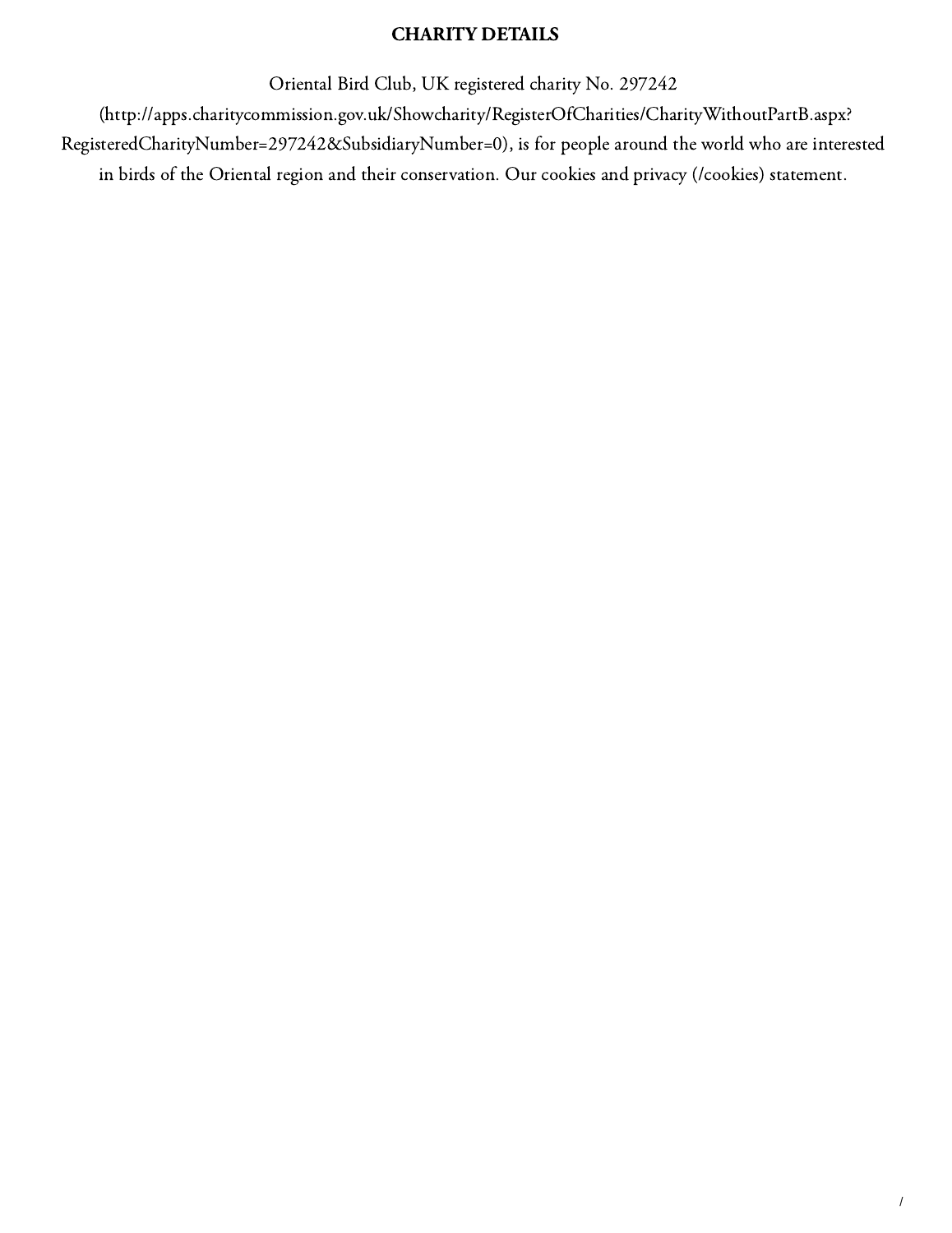**CHARITY DETAILS**

Oriental Bird Club, UK registered charity No. 297242 (http://apps.charitycommission.gov.uk/Showcharity/RegisterOfCharities/CharityWithoutPartB.aspx?RegisteredCharityNumber=297242&SubsidiaryNumber=0), is for people around the world who are interested in birds of the Oriental region and their conservation. Our cookies and privacy (/cookies) statement.